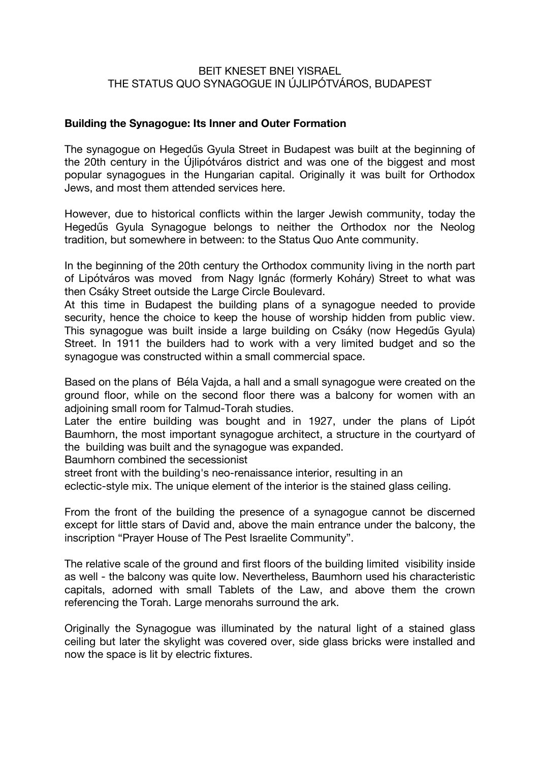# BEIT KNESET BNEI YISRAEL
# THE STATUS QUO SYNAGOGUE IN ÚJLIPÓTVÁROS, BUDAPEST

## Building the Synagogue: Its Inner and Outer Formation

The synagogue on Hegedűs Gyula Street in Budapest was built at the beginning of the 20th century in the Újlipótváros district and was one of the biggest and most popular synagogues in the Hungarian capital. Originally it was built for Orthodox Jews, and most them attended services here.

However, due to historical conflicts within the larger Jewish community, today the Hegedűs Gyula Synagogue belongs to neither the Orthodox nor the Neolog tradition, but somewhere in between: to the Status Quo Ante community.

In the beginning of the 20th century the Orthodox community living in the north part of Lipótváros was moved from Nagy Ignác (formerly Koháry) Street to what was then Csáky Street outside the Large Circle Boulevard.
At this time in Budapest the building plans of a synagogue needed to provide security, hence the choice to keep the house of worship hidden from public view. This synagogue was built inside a large building on Csáky (now Hegedűs Gyula) Street. In 1911 the builders had to work with a very limited budget and so the synagogue was constructed within a small commercial space.

Based on the plans of Béla Vajda, a hall and a small synagogue were created on the ground floor, while on the second floor there was a balcony for women with an adjoining small room for Talmud-Torah studies.
Later the entire building was bought and in 1927, under the plans of Lipót Baumhorn, the most important synagogue architect, a structure in the courtyard of the building was built and the synagogue was expanded.
Baumhorn combined the secessionist
street front with the building's neo-renaissance interior, resulting in an
eclectic-style mix. The unique element of the interior is the stained glass ceiling.

From the front of the building the presence of a synagogue cannot be discerned except for little stars of David and, above the main entrance under the balcony, the inscription "Prayer House of The Pest Israelite Community".

The relative scale of the ground and first floors of the building limited visibility inside as well - the balcony was quite low. Nevertheless, Baumhorn used his characteristic capitals, adorned with small Tablets of the Law, and above them the crown referencing the Torah. Large menorahs surround the ark.

Originally the Synagogue was illuminated by the natural light of a stained glass ceiling but later the skylight was covered over, side glass bricks were installed and now the space is lit by electric fixtures.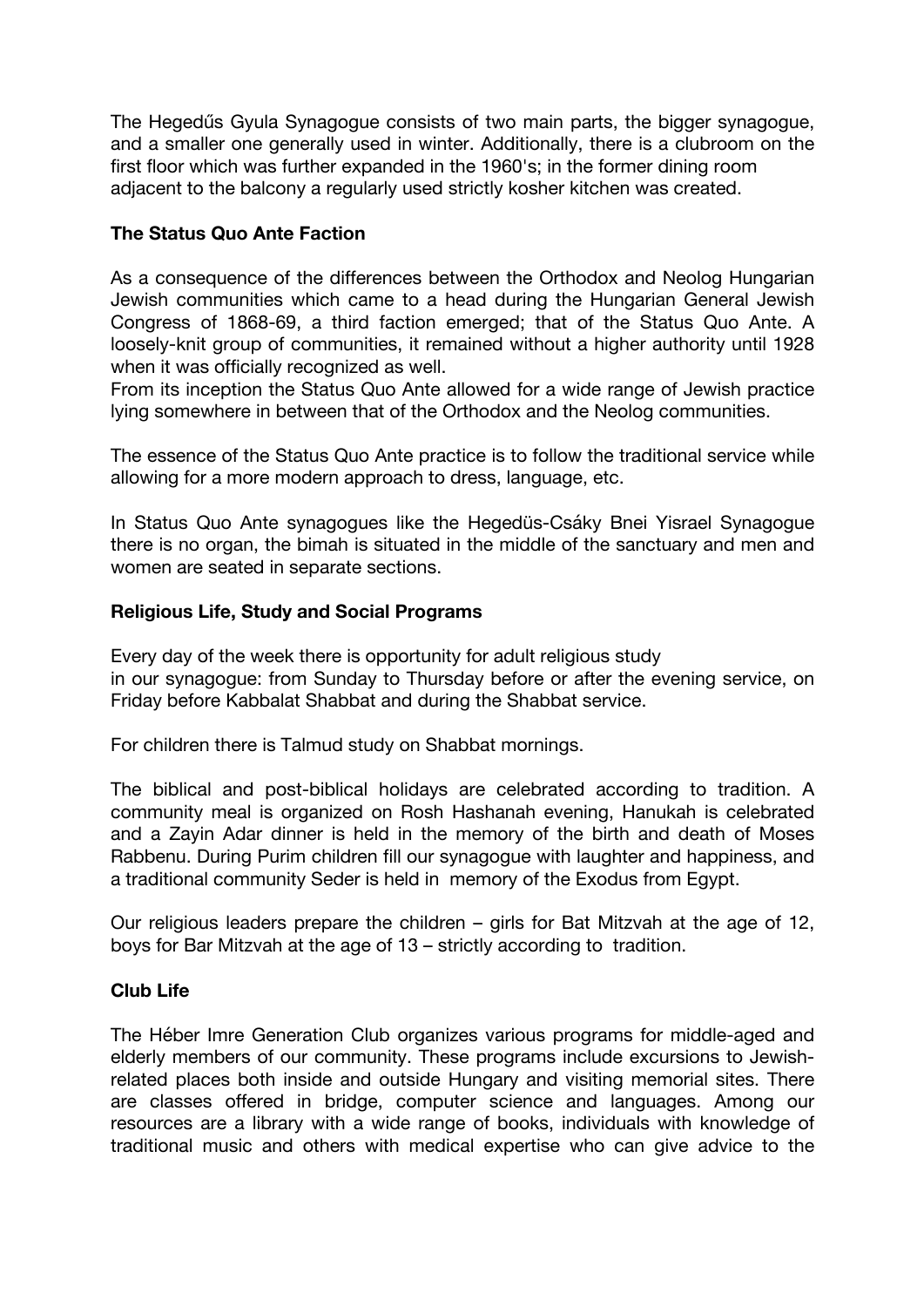The Hegedűs Gyula Synagogue consists of two main parts, the bigger synagogue, and a smaller one generally used in winter. Additionally, there is a clubroom on the first floor which was further expanded in the 1960's; in the former dining room adjacent to the balcony a regularly used strictly kosher kitchen was created.

**The Status Quo Ante Faction**

As a consequence of the differences between the Orthodox and Neolog Hungarian Jewish communities which came to a head during the Hungarian General Jewish Congress of 1868-69, a third faction emerged; that of the Status Quo Ante. A loosely-knit group of communities, it remained without a higher authority until 1928 when it was officially recognized as well.
From its inception the Status Quo Ante allowed for a wide range of Jewish practice lying somewhere in between that of the Orthodox and the Neolog communities.

The essence of the Status Quo Ante practice is to follow the traditional service while allowing for a more modern approach to dress, language, etc.

In Status Quo Ante synagogues like the Hegedüs-Csáky Bnei Yisrael Synagogue there is no organ, the bimah is situated in the middle of the sanctuary and men and women are seated in separate sections.

**Religious Life, Study and Social Programs**

Every day of the week there is opportunity for adult religious study in our synagogue: from Sunday to Thursday before or after the evening service, on Friday before Kabbalat Shabbat and during the Shabbat service.

For children there is Talmud study on Shabbat mornings.

The biblical and post-biblical holidays are celebrated according to tradition. A community meal is organized on Rosh Hashanah evening, Hanukah is celebrated and a Zayin Adar dinner is held in the memory of the birth and death of Moses Rabbenu. During Purim children fill our synagogue with laughter and happiness, and a traditional community Seder is held in memory of the Exodus from Egypt.

Our religious leaders prepare the children – girls for Bat Mitzvah at the age of 12, boys for Bar Mitzvah at the age of 13 – strictly according to tradition.

**Club Life**

The Héber Imre Generation Club organizes various programs for middle-aged and elderly members of our community. These programs include excursions to Jewish-related places both inside and outside Hungary and visiting memorial sites. There are classes offered in bridge, computer science and languages. Among our resources are a library with a wide range of books, individuals with knowledge of traditional music and others with medical expertise who can give advice to the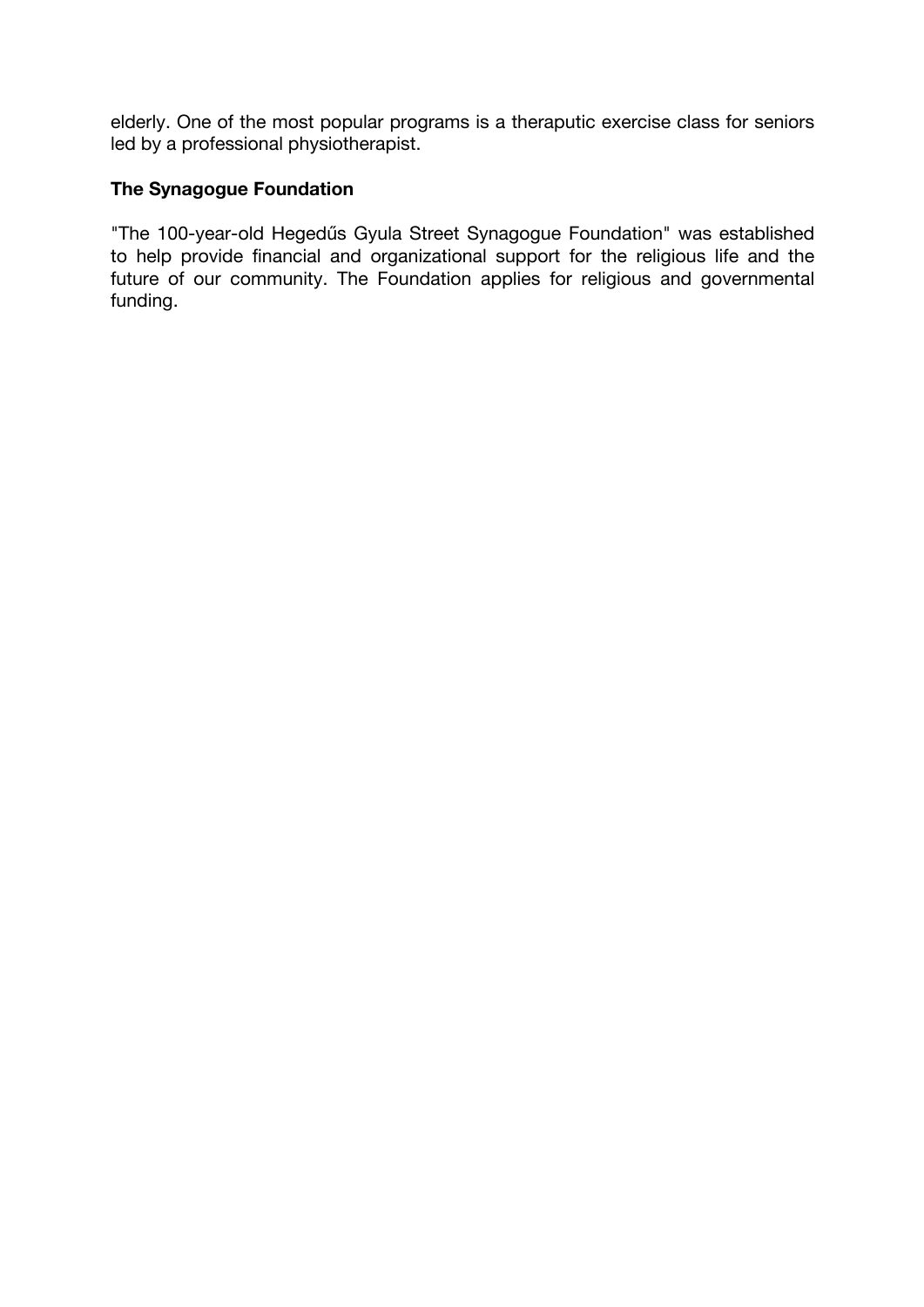elderly. One of the most popular programs is a theraputic exercise class for seniors led by a professional physiotherapist.

**The Synagogue Foundation**

"The 100-year-old Hegedűs Gyula Street Synagogue Foundation" was established to help provide financial and organizational support for the religious life and the future of our community. The Foundation applies for religious and governmental funding.